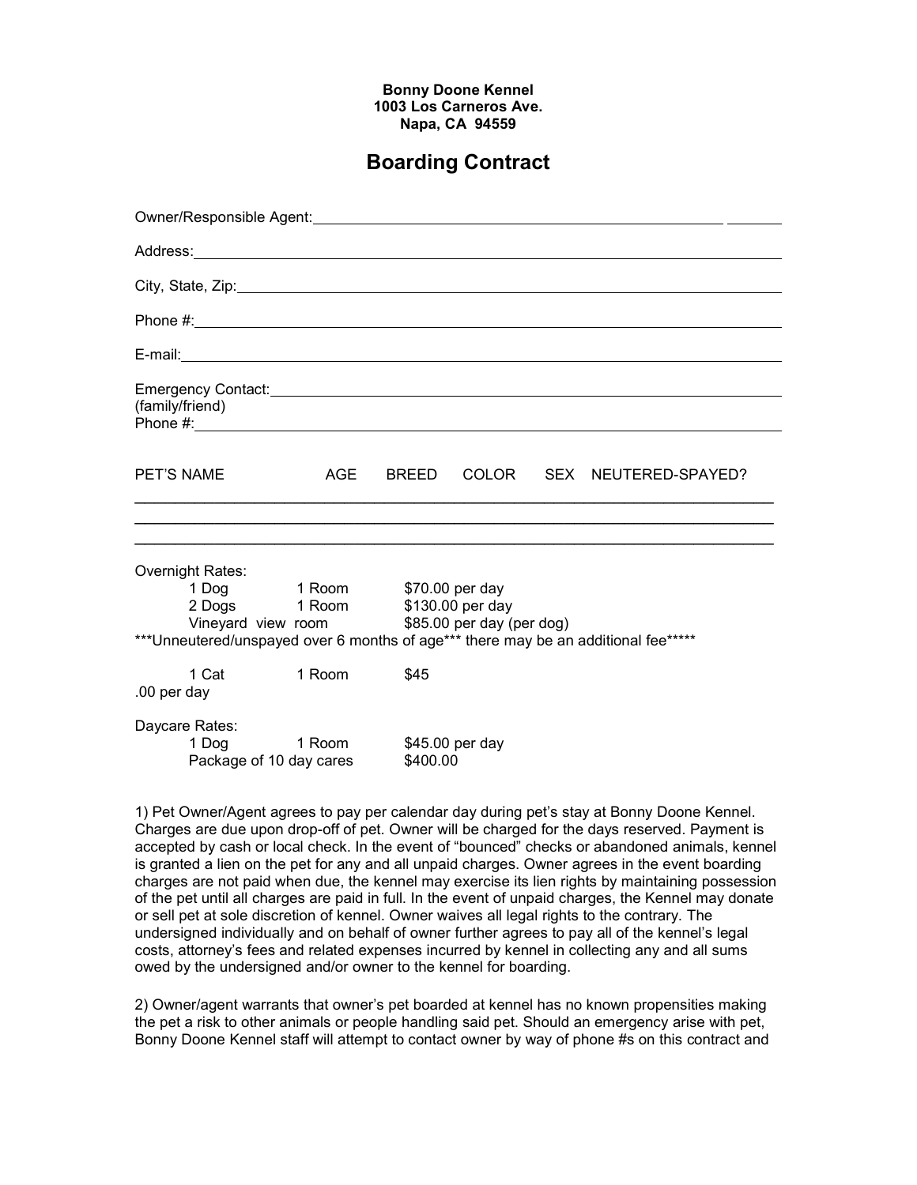**Bonny Doone Kennel**
**1003 Los Carneros Ave.**
**Napa, CA 94559**

# Boarding Contract

Owner/Responsible Agent: ______________________________

Address: ______________________________

City, State, Zip: ______________________________

Phone #: ______________________________

E-mail: ______________________________

Emergency Contact: ______________________________
(family/friend)
Phone #: ______________________________

| PET'S NAME | AGE | BREED | COLOR | SEX | NEUTERED-SPAYED? |
|---|---|---|---|---|---|
| | | | | | |
| | | | | | |
| | | | | | |

Overnight Rates:

| | | |
|---|---|---|
| 1 Dog | 1 Room | $70.00 per day |
| 2 Dogs | 1 Room | $130.00 per day |
| Vineyard view room | | $85.00 per day (per dog) |

***Unneutered/unspayed over 6 months of age*** there may be an additional fee*****

| | | |
|---|---|---|
| 1 Cat | 1 Room | $45.00 per day |

Daycare Rates:

| | | |
|---|---|---|
| 1 Dog | 1 Room | $45.00 per day |
| Package of 10 day cares | | $400.00 |

1) Pet Owner/Agent agrees to pay per calendar day during pet's stay at Bonny Doone Kennel. Charges are due upon drop-off of pet. Owner will be charged for the days reserved. Payment is accepted by cash or local check. In the event of "bounced" checks or abandoned animals, kennel is granted a lien on the pet for any and all unpaid charges. Owner agrees in the event boarding charges are not paid when due, the kennel may exercise its lien rights by maintaining possession of the pet until all charges are paid in full. In the event of unpaid charges, the Kennel may donate or sell pet at sole discretion of kennel. Owner waives all legal rights to the contrary. The undersigned individually and on behalf of owner further agrees to pay all of the kennel's legal costs, attorney's fees and related expenses incurred by kennel in collecting any and all sums owed by the undersigned and/or owner to the kennel for boarding.

2) Owner/agent warrants that owner's pet boarded at kennel has no known propensities making the pet a risk to other animals or people handling said pet. Should an emergency arise with pet, Bonny Doone Kennel staff will attempt to contact owner by way of phone #s on this contract and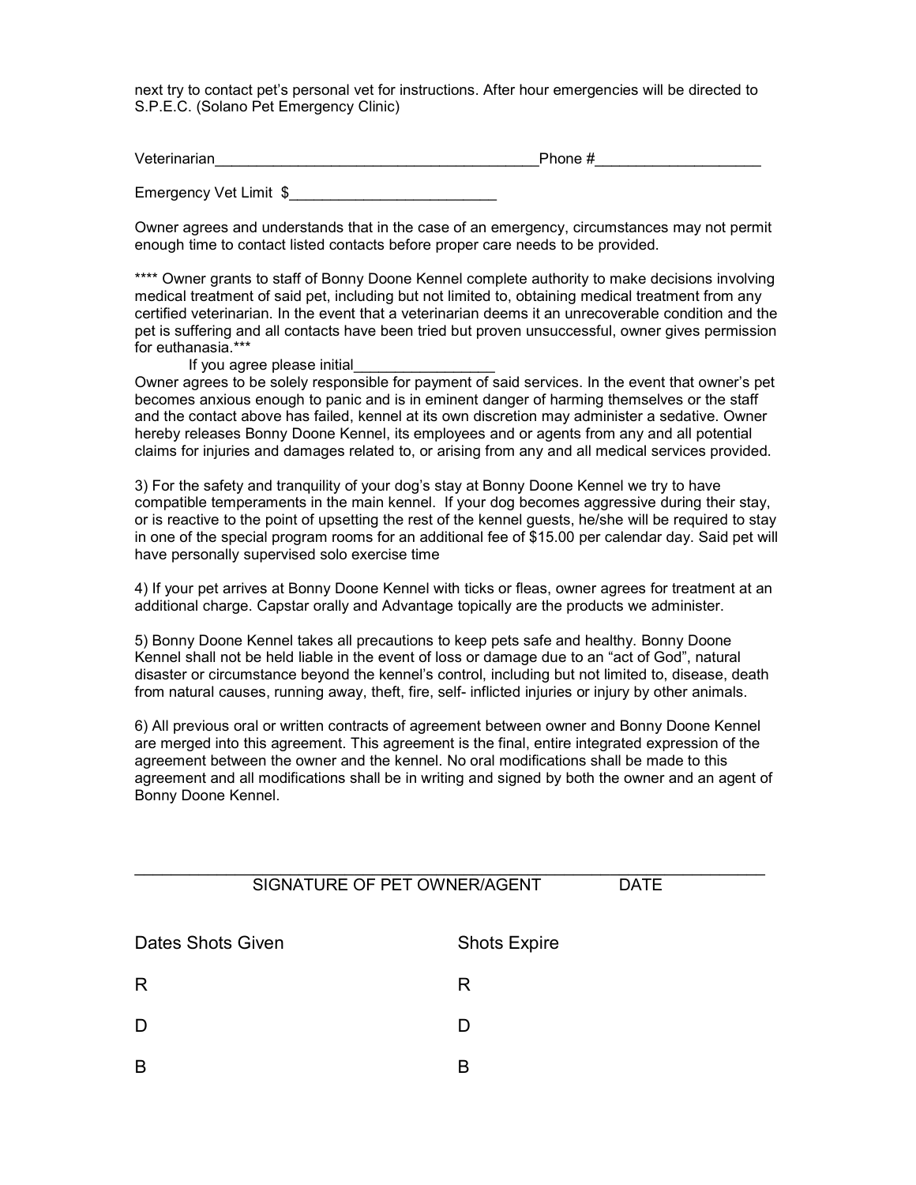next try to contact pet's personal vet for instructions. After hour emergencies will be directed to S.P.E.C. (Solano Pet Emergency Clinic)

Veterinarian_______________________________________Phone #___________________

Emergency Vet Limit $________________________

Owner agrees and understands that in the case of an emergency, circumstances may not permit enough time to contact listed contacts before proper care needs to be provided.

**** Owner grants to staff of Bonny Doone Kennel complete authority to make decisions involving medical treatment of said pet, including but not limited to, obtaining medical treatment from any certified veterinarian. In the event that a veterinarian deems it an unrecoverable condition and the pet is suffering and all contacts have been tried but proven unsuccessful, owner gives permission for euthanasia.***

If you agree please initial________________

Owner agrees to be solely responsible for payment of said services. In the event that owner's pet becomes anxious enough to panic and is in eminent danger of harming themselves or the staff and the contact above has failed, kennel at its own discretion may administer a sedative. Owner hereby releases Bonny Doone Kennel, its employees and or agents from any and all potential claims for injuries and damages related to, or arising from any and all medical services provided.

3) For the safety and tranquility of your dog's stay at Bonny Doone Kennel we try to have compatible temperaments in the main kennel. If your dog becomes aggressive during their stay, or is reactive to the point of upsetting the rest of the kennel guests, he/she will be required to stay in one of the special program rooms for an additional fee of $15.00 per calendar day. Said pet will have personally supervised solo exercise time

4) If your pet arrives at Bonny Doone Kennel with ticks or fleas, owner agrees for treatment at an additional charge. Capstar orally and Advantage topically are the products we administer.

5) Bonny Doone Kennel takes all precautions to keep pets safe and healthy. Bonny Doone Kennel shall not be held liable in the event of loss or damage due to an "act of God", natural disaster or circumstance beyond the kennel's control, including but not limited to, disease, death from natural causes, running away, theft, fire, self- inflicted injuries or injury by other animals.

6) All previous oral or written contracts of agreement between owner and Bonny Doone Kennel are merged into this agreement. This agreement is the final, entire integrated expression of the agreement between the owner and the kennel. No oral modifications shall be made to this agreement and all modifications shall be in writing and signed by both the owner and an agent of Bonny Doone Kennel.

_______________________________________________________________

SIGNATURE OF PET OWNER/AGENT DATE

| Dates Shots Given | Shots Expire |
| --- | --- |
| R | R |
| D | D |
| B | B |